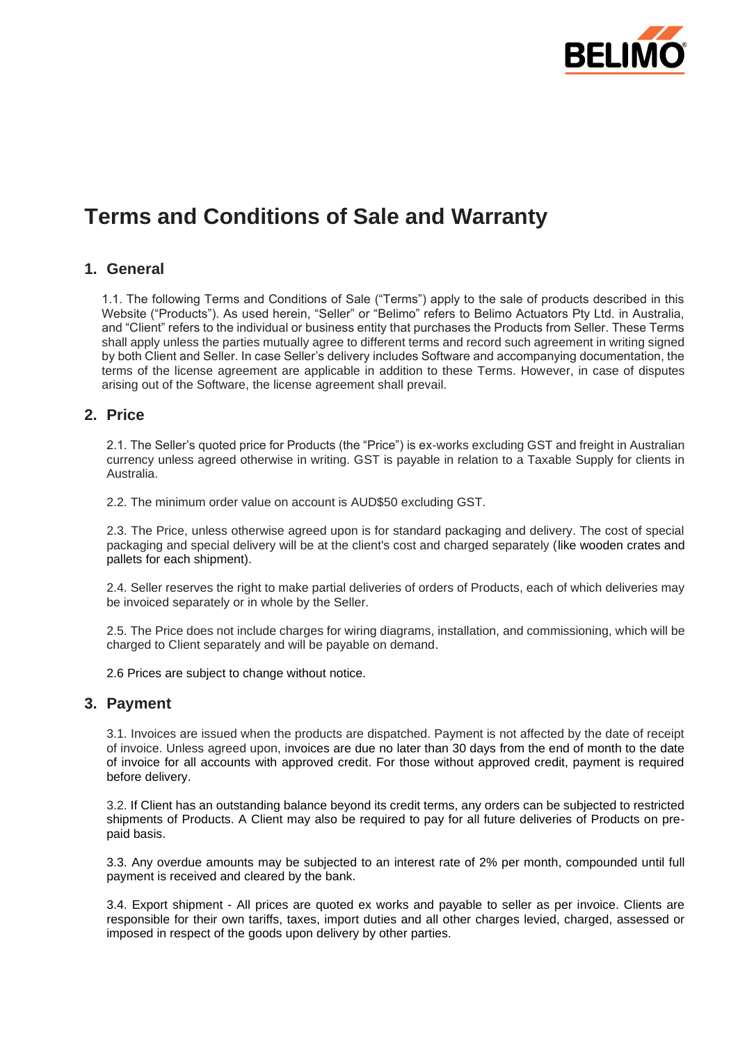# Terms and Conditions of Sale and Warranty

## 1. General

1.1. The following Terms and Conditions of Sale ("Terms") apply to the sale of products described in this Website ("Products"). As used herein, "Seller" or "Belimo" refers to Belimo Actuators Pty Ltd. in Australia, and "Client" refers to the individual or business entity that purchases the Products from Seller. These Terms shall apply unless the parties mutually agree to different terms and record such agreement in writing signed by both Client and Seller. In case Seller's delivery includes Software and accompanying documentation, the terms of the license agreement are applicable in addition to these Terms. However, in case of disputes arising out of the Software, the license agreement shall prevail.

## 2. Price

2.1. The Seller's quoted price for Products (the "Price") is ex-works excluding GST and freight in Australian currency unless agreed otherwise in writing. GST is payable in relation to a Taxable Supply for clients in Australia.

2.2. The minimum order value on account is AUD$50 excluding GST.

2.3. The Price, unless otherwise agreed upon is for standard packaging and delivery. The cost of special packaging and special delivery will be at the client's cost and charged separately (like wooden crates and pallets for each shipment).

2.4. Seller reserves the right to make partial deliveries of orders of Products, each of which deliveries may be invoiced separately or in whole by the Seller.

2.5. The Price does not include charges for wiring diagrams, installation, and commissioning, which will be charged to Client separately and will be payable on demand.

2.6 Prices are subject to change without notice.

## 3. Payment

3.1. Invoices are issued when the products are dispatched. Payment is not affected by the date of receipt of invoice. Unless agreed upon, invoices are due no later than 30 days from the end of month to the date of invoice for all accounts with approved credit. For those without approved credit, payment is required before delivery.

3.2. If Client has an outstanding balance beyond its credit terms, any orders can be subjected to restricted shipments of Products. A Client may also be required to pay for all future deliveries of Products on pre-paid basis.

3.3. Any overdue amounts may be subjected to an interest rate of 2% per month, compounded until full payment is received and cleared by the bank.

3.4. Export shipment - All prices are quoted ex works and payable to seller as per invoice. Clients are responsible for their own tariffs, taxes, import duties and all other charges levied, charged, assessed or imposed in respect of the goods upon delivery by other parties.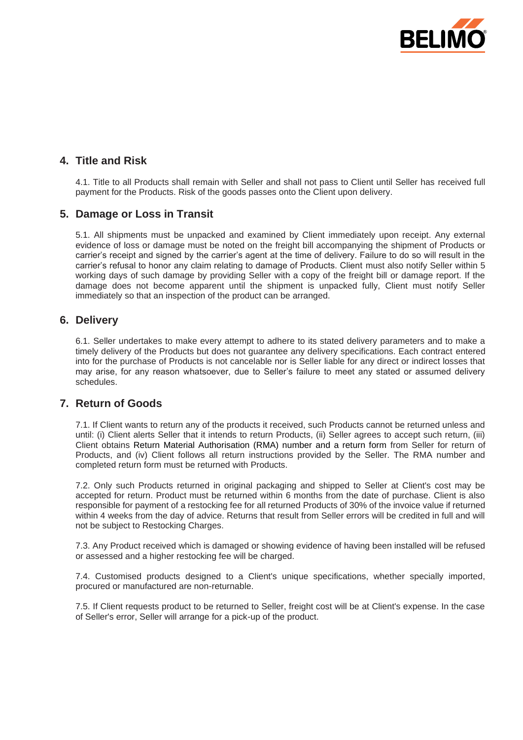## 4. Title and Risk

4.1. Title to all Products shall remain with Seller and shall not pass to Client until Seller has received full payment for the Products. Risk of the goods passes onto the Client upon delivery.

## 5. Damage or Loss in Transit

5.1. All shipments must be unpacked and examined by Client immediately upon receipt. Any external evidence of loss or damage must be noted on the freight bill accompanying the shipment of Products or carrier's receipt and signed by the carrier's agent at the time of delivery. Failure to do so will result in the carrier's refusal to honor any claim relating to damage of Products. Client must also notify Seller within 5 working days of such damage by providing Seller with a copy of the freight bill or damage report. If the damage does not become apparent until the shipment is unpacked fully, Client must notify Seller immediately so that an inspection of the product can be arranged.

## 6. Delivery

6.1. Seller undertakes to make every attempt to adhere to its stated delivery parameters and to make a timely delivery of the Products but does not guarantee any delivery specifications. Each contract entered into for the purchase of Products is not cancelable nor is Seller liable for any direct or indirect losses that may arise, for any reason whatsoever, due to Seller's failure to meet any stated or assumed delivery schedules.

## 7. Return of Goods

7.1. If Client wants to return any of the products it received, such Products cannot be returned unless and until: (i) Client alerts Seller that it intends to return Products, (ii) Seller agrees to accept such return, (iii) Client obtains Return Material Authorisation (RMA) number and a return form from Seller for return of Products, and (iv) Client follows all return instructions provided by the Seller. The RMA number and completed return form must be returned with Products.

7.2. Only such Products returned in original packaging and shipped to Seller at Client's cost may be accepted for return. Product must be returned within 6 months from the date of purchase. Client is also responsible for payment of a restocking fee for all returned Products of 30% of the invoice value if returned within 4 weeks from the day of advice. Returns that result from Seller errors will be credited in full and will not be subject to Restocking Charges.

7.3. Any Product received which is damaged or showing evidence of having been installed will be refused or assessed and a higher restocking fee will be charged.

7.4. Customised products designed to a Client's unique specifications, whether specially imported, procured or manufactured are non-returnable.

7.5. If Client requests product to be returned to Seller, freight cost will be at Client's expense. In the case of Seller's error, Seller will arrange for a pick-up of the product.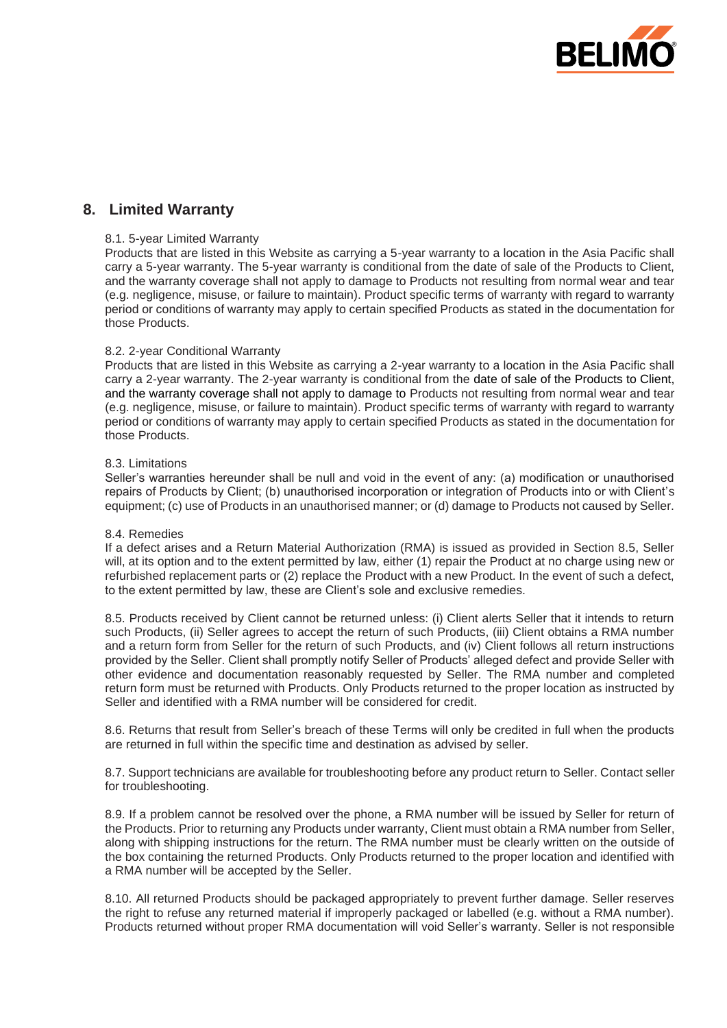## 8. Limited Warranty

8.1. 5-year Limited Warranty
Products that are listed in this Website as carrying a 5-year warranty to a location in the Asia Pacific shall carry a 5-year warranty. The 5-year warranty is conditional from the date of sale of the Products to Client, and the warranty coverage shall not apply to damage to Products not resulting from normal wear and tear (e.g. negligence, misuse, or failure to maintain). Product specific terms of warranty with regard to warranty period or conditions of warranty may apply to certain specified Products as stated in the documentation for those Products.

8.2. 2-year Conditional Warranty
Products that are listed in this Website as carrying a 2-year warranty to a location in the Asia Pacific shall carry a 2-year warranty. The 2-year warranty is conditional from the date of sale of the Products to Client, and the warranty coverage shall not apply to damage to Products not resulting from normal wear and tear (e.g. negligence, misuse, or failure to maintain). Product specific terms of warranty with regard to warranty period or conditions of warranty may apply to certain specified Products as stated in the documentation for those Products.

8.3. Limitations
Seller's warranties hereunder shall be null and void in the event of any: (a) modification or unauthorised repairs of Products by Client; (b) unauthorised incorporation or integration of Products into or with Client's equipment; (c) use of Products in an unauthorised manner; or (d) damage to Products not caused by Seller.

8.4. Remedies
If a defect arises and a Return Material Authorization (RMA) is issued as provided in Section 8.5, Seller will, at its option and to the extent permitted by law, either (1) repair the Product at no charge using new or refurbished replacement parts or (2) replace the Product with a new Product. In the event of such a defect, to the extent permitted by law, these are Client's sole and exclusive remedies.

8.5. Products received by Client cannot be returned unless: (i) Client alerts Seller that it intends to return such Products, (ii) Seller agrees to accept the return of such Products, (iii) Client obtains a RMA number and a return form from Seller for the return of such Products, and (iv) Client follows all return instructions provided by the Seller. Client shall promptly notify Seller of Products' alleged defect and provide Seller with other evidence and documentation reasonably requested by Seller. The RMA number and completed return form must be returned with Products. Only Products returned to the proper location as instructed by Seller and identified with a RMA number will be considered for credit.

8.6. Returns that result from Seller's breach of these Terms will only be credited in full when the products are returned in full within the specific time and destination as advised by seller.

8.7. Support technicians are available for troubleshooting before any product return to Seller. Contact seller for troubleshooting.

8.9. If a problem cannot be resolved over the phone, a RMA number will be issued by Seller for return of the Products. Prior to returning any Products under warranty, Client must obtain a RMA number from Seller, along with shipping instructions for the return. The RMA number must be clearly written on the outside of the box containing the returned Products. Only Products returned to the proper location and identified with a RMA number will be accepted by the Seller.

8.10. All returned Products should be packaged appropriately to prevent further damage. Seller reserves the right to refuse any returned material if improperly packaged or labelled (e.g. without a RMA number). Products returned without proper RMA documentation will void Seller's warranty. Seller is not responsible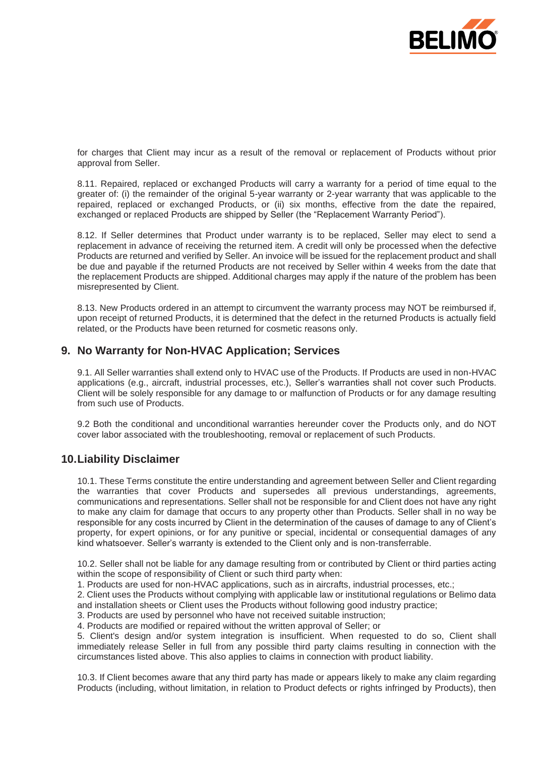for charges that Client may incur as a result of the removal or replacement of Products without prior approval from Seller.

8.11. Repaired, replaced or exchanged Products will carry a warranty for a period of time equal to the greater of: (i) the remainder of the original 5-year warranty or 2-year warranty that was applicable to the repaired, replaced or exchanged Products, or (ii) six months, effective from the date the repaired, exchanged or replaced Products are shipped by Seller (the "Replacement Warranty Period").

8.12. If Seller determines that Product under warranty is to be replaced, Seller may elect to send a replacement in advance of receiving the returned item. A credit will only be processed when the defective Products are returned and verified by Seller. An invoice will be issued for the replacement product and shall be due and payable if the returned Products are not received by Seller within 4 weeks from the date that the replacement Products are shipped. Additional charges may apply if the nature of the problem has been misrepresented by Client.

8.13. New Products ordered in an attempt to circumvent the warranty process may NOT be reimbursed if, upon receipt of returned Products, it is determined that the defect in the returned Products is actually field related, or the Products have been returned for cosmetic reasons only.

## 9. No Warranty for Non-HVAC Application; Services

9.1. All Seller warranties shall extend only to HVAC use of the Products. If Products are used in non-HVAC applications (e.g., aircraft, industrial processes, etc.), Seller's warranties shall not cover such Products. Client will be solely responsible for any damage to or malfunction of Products or for any damage resulting from such use of Products.

9.2 Both the conditional and unconditional warranties hereunder cover the Products only, and do NOT cover labor associated with the troubleshooting, removal or replacement of such Products.

## 10. Liability Disclaimer

10.1. These Terms constitute the entire understanding and agreement between Seller and Client regarding the warranties that cover Products and supersedes all previous understandings, agreements, communications and representations. Seller shall not be responsible for and Client does not have any right to make any claim for damage that occurs to any property other than Products. Seller shall in no way be responsible for any costs incurred by Client in the determination of the causes of damage to any of Client's property, for expert opinions, or for any punitive or special, incidental or consequential damages of any kind whatsoever. Seller's warranty is extended to the Client only and is non-transferrable.

10.2. Seller shall not be liable for any damage resulting from or contributed by Client or third parties acting within the scope of responsibility of Client or such third party when:

1. Products are used for non-HVAC applications, such as in aircrafts, industrial processes, etc.;
2. Client uses the Products without complying with applicable law or institutional regulations or Belimo data and installation sheets or Client uses the Products without following good industry practice;
3. Products are used by personnel who have not received suitable instruction;
4. Products are modified or repaired without the written approval of Seller; or
5. Client's design and/or system integration is insufficient. When requested to do so, Client shall immediately release Seller in full from any possible third party claims resulting in connection with the circumstances listed above. This also applies to claims in connection with product liability.

10.3. If Client becomes aware that any third party has made or appears likely to make any claim regarding Products (including, without limitation, in relation to Product defects or rights infringed by Products), then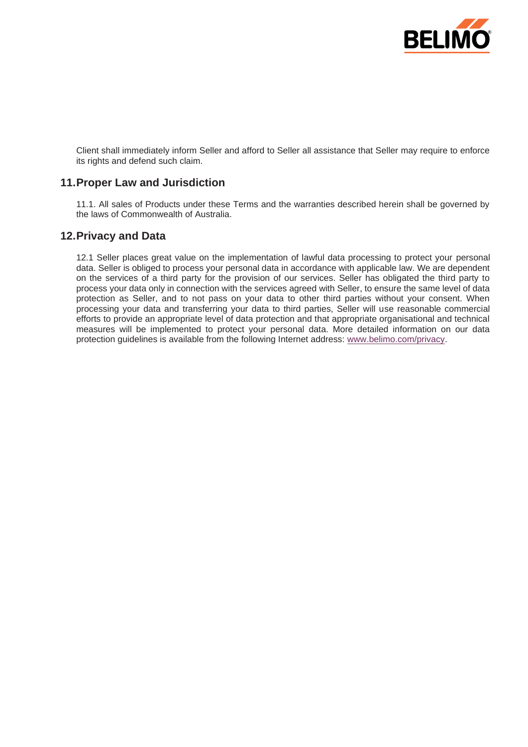Client shall immediately inform Seller and afford to Seller all assistance that Seller may require to enforce its rights and defend such claim.

## 11. Proper Law and Jurisdiction

11.1. All sales of Products under these Terms and the warranties described herein shall be governed by the laws of Commonwealth of Australia.

## 12. Privacy and Data

12.1 Seller places great value on the implementation of lawful data processing to protect your personal data. Seller is obliged to process your personal data in accordance with applicable law. We are dependent on the services of a third party for the provision of our services. Seller has obligated the third party to process your data only in connection with the services agreed with Seller, to ensure the same level of data protection as Seller, and to not pass on your data to other third parties without your consent. When processing your data and transferring your data to third parties, Seller will use reasonable commercial efforts to provide an appropriate level of data protection and that appropriate organisational and technical measures will be implemented to protect your personal data. More detailed information on our data protection guidelines is available from the following Internet address: www.belimo.com/privacy.